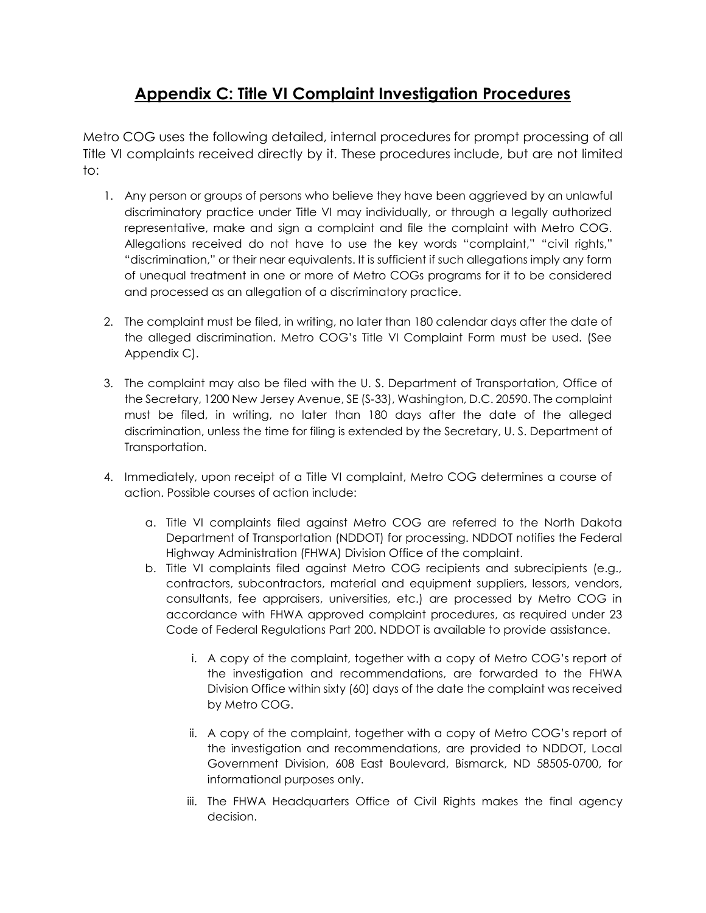# Appendix C: Title VI Complaint Investigation Procedures

Metro COG uses the following detailed, internal procedures for prompt processing of all Title VI complaints received directly by it. These procedures include, but are not limited to:

1. Any person or groups of persons who believe they have been aggrieved by an unlawful discriminatory practice under Title VI may individually, or through a legally authorized representative, make and sign a complaint and file the complaint with Metro COG. Allegations received do not have to use the key words "complaint," "civil rights," "discrimination," or their near equivalents. It is sufficient if such allegations imply any form of unequal treatment in one or more of Metro COGs programs for it to be considered and processed as an allegation of a discriminatory practice.

2. The complaint must be filed, in writing, no later than 180 calendar days after the date of the alleged discrimination. Metro COG's Title VI Complaint Form must be used. (See Appendix C).

3. The complaint may also be filed with the U. S. Department of Transportation, Office of the Secretary, 1200 New Jersey Avenue, SE (S-33), Washington, D.C. 20590. The complaint must be filed, in writing, no later than 180 days after the date of the alleged discrimination, unless the time for filing is extended by the Secretary, U. S. Department of Transportation.

4. Immediately, upon receipt of a Title VI complaint, Metro COG determines a course of action. Possible courses of action include:

    a. Title VI complaints filed against Metro COG are referred to the North Dakota Department of Transportation (NDDOT) for processing. NDDOT notifies the Federal Highway Administration (FHWA) Division Office of the complaint.

    b. Title VI complaints filed against Metro COG recipients and subrecipients (e.g., contractors, subcontractors, material and equipment suppliers, lessors, vendors, consultants, fee appraisers, universities, etc.) are processed by Metro COG in accordance with FHWA approved complaint procedures, as required under 23 Code of Federal Regulations Part 200. NDDOT is available to provide assistance.

        i. A copy of the complaint, together with a copy of Metro COG's report of the investigation and recommendations, are forwarded to the FHWA Division Office within sixty (60) days of the date the complaint was received by Metro COG.

        ii. A copy of the complaint, together with a copy of Metro COG's report of the investigation and recommendations, are provided to NDDOT, Local Government Division, 608 East Boulevard, Bismarck, ND 58505-0700, for informational purposes only.

        iii. The FHWA Headquarters Office of Civil Rights makes the final agency decision.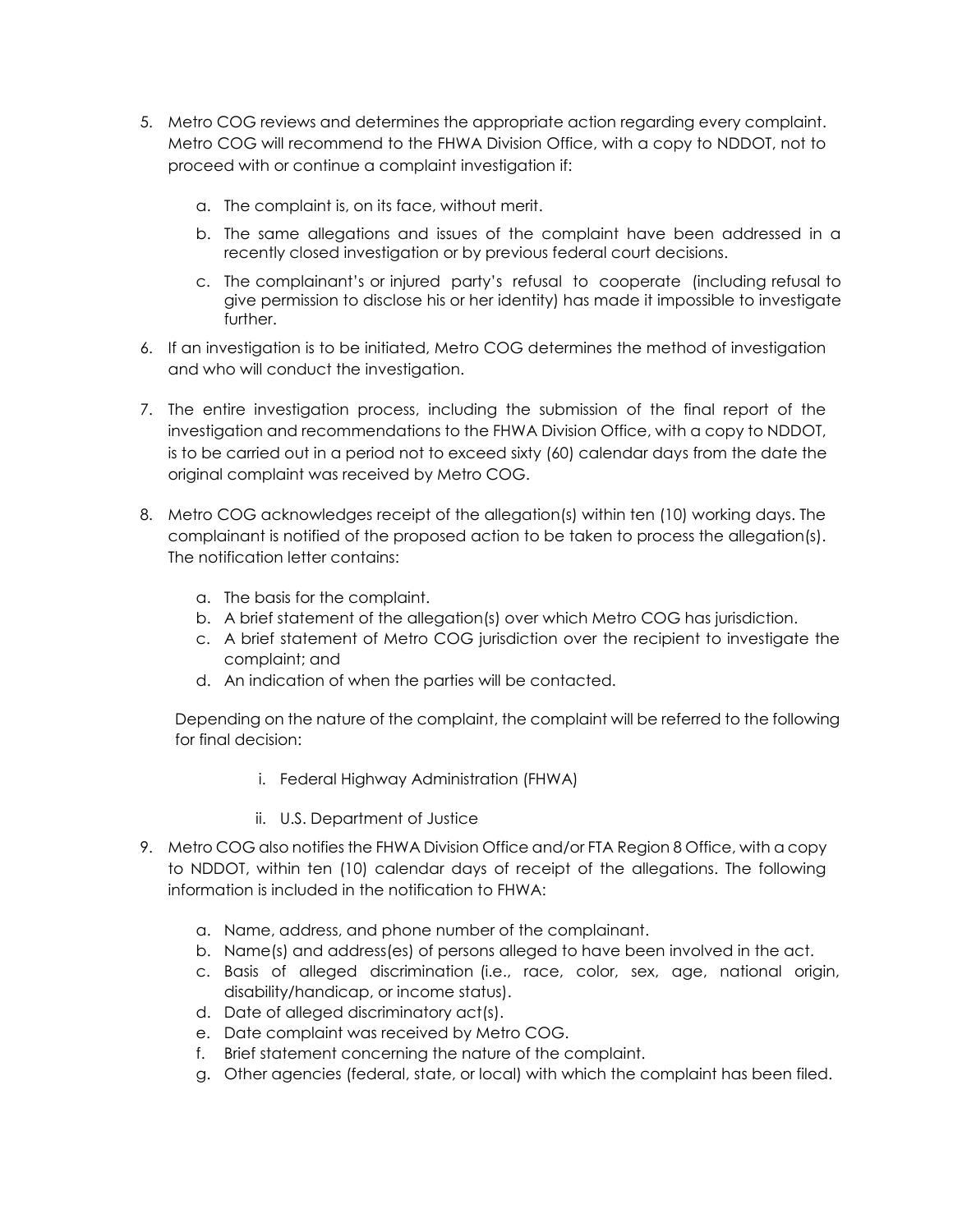5. Metro COG reviews and determines the appropriate action regarding every complaint. Metro COG will recommend to the FHWA Division Office, with a copy to NDDOT, not to proceed with or continue a complaint investigation if:

   a. The complaint is, on its face, without merit.

   b. The same allegations and issues of the complaint have been addressed in a recently closed investigation or by previous federal court decisions.

   c. The complainant's or injured party's refusal to cooperate (including refusal to give permission to disclose his or her identity) has made it impossible to investigate further.

6. If an investigation is to be initiated, Metro COG determines the method of investigation and who will conduct the investigation.

7. The entire investigation process, including the submission of the final report of the investigation and recommendations to the FHWA Division Office, with a copy to NDDOT, is to be carried out in a period not to exceed sixty (60) calendar days from the date the original complaint was received by Metro COG.

8. Metro COG acknowledges receipt of the allegation(s) within ten (10) working days. The complainant is notified of the proposed action to be taken to process the allegation(s). The notification letter contains:

   a. The basis for the complaint.
   b. A brief statement of the allegation(s) over which Metro COG has jurisdiction.
   c. A brief statement of Metro COG jurisdiction over the recipient to investigate the complaint; and
   d. An indication of when the parties will be contacted.

   Depending on the nature of the complaint, the complaint will be referred to the following for final decision:

      i. Federal Highway Administration (FHWA)

      ii. U.S. Department of Justice

9. Metro COG also notifies the FHWA Division Office and/or FTA Region 8 Office, with a copy to NDDOT, within ten (10) calendar days of receipt of the allegations. The following information is included in the notification to FHWA:

   a. Name, address, and phone number of the complainant.
   b. Name(s) and address(es) of persons alleged to have been involved in the act.
   c. Basis of alleged discrimination (i.e., race, color, sex, age, national origin, disability/handicap, or income status).
   d. Date of alleged discriminatory act(s).
   e. Date complaint was received by Metro COG.
   f. Brief statement concerning the nature of the complaint.
   g. Other agencies (federal, state, or local) with which the complaint has been filed.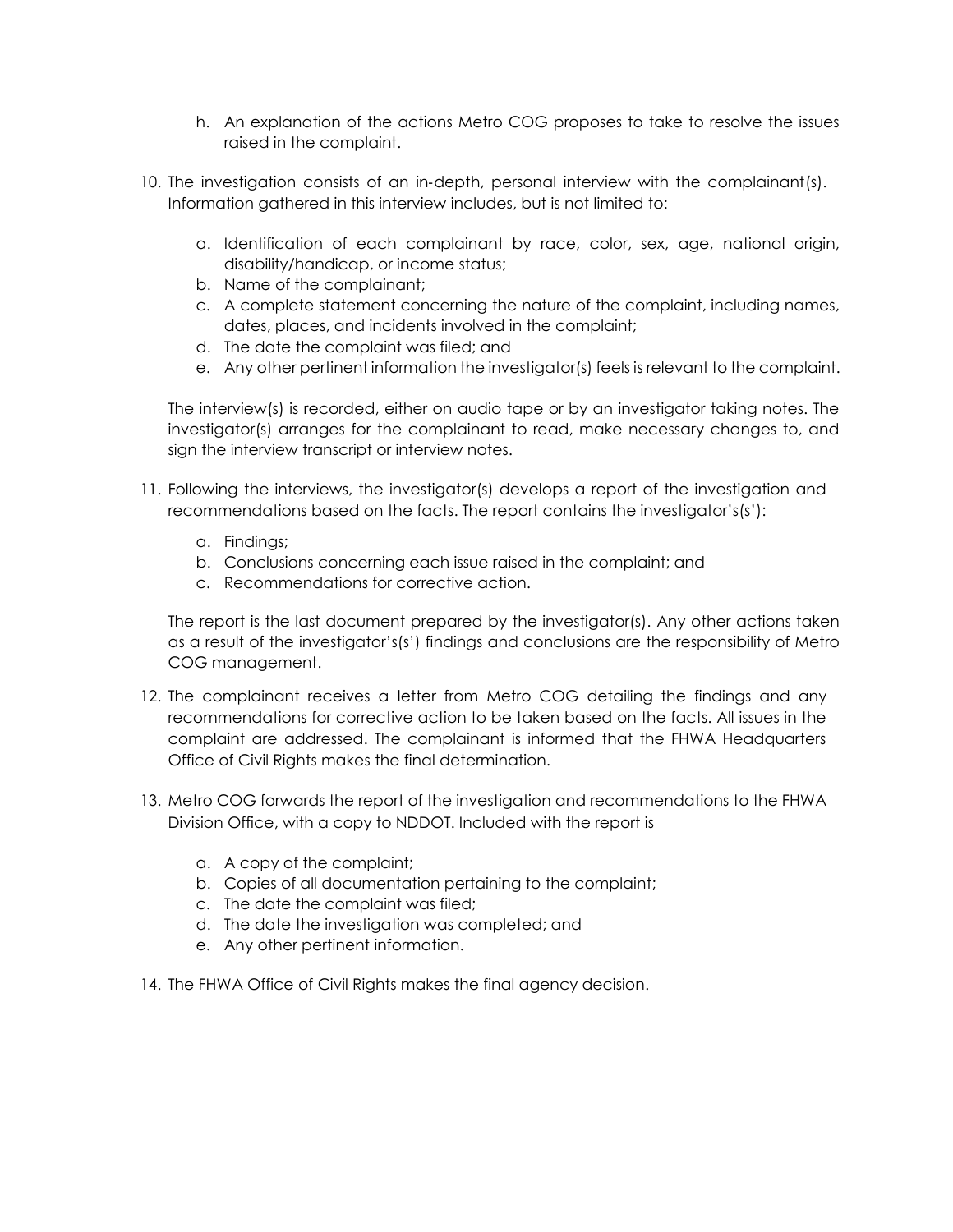h. An explanation of the actions Metro COG proposes to take to resolve the issues raised in the complaint.

10. The investigation consists of an in-depth, personal interview with the complainant(s). Information gathered in this interview includes, but is not limited to:

    a. Identification of each complainant by race, color, sex, age, national origin, disability/handicap, or income status;
    b. Name of the complainant;
    c. A complete statement concerning the nature of the complaint, including names, dates, places, and incidents involved in the complaint;
    d. The date the complaint was filed; and
    e. Any other pertinent information the investigator(s) feels is relevant to the complaint.

    The interview(s) is recorded, either on audio tape or by an investigator taking notes. The investigator(s) arranges for the complainant to read, make necessary changes to, and sign the interview transcript or interview notes.

11. Following the interviews, the investigator(s) develops a report of the investigation and recommendations based on the facts. The report contains the investigator's(s'):

    a. Findings;
    b. Conclusions concerning each issue raised in the complaint; and
    c. Recommendations for corrective action.

    The report is the last document prepared by the investigator(s). Any other actions taken as a result of the investigator's(s') findings and conclusions are the responsibility of Metro COG management.

12. The complainant receives a letter from Metro COG detailing the findings and any recommendations for corrective action to be taken based on the facts. All issues in the complaint are addressed. The complainant is informed that the FHWA Headquarters Office of Civil Rights makes the final determination.

13. Metro COG forwards the report of the investigation and recommendations to the FHWA Division Office, with a copy to NDDOT. Included with the report is

    a. A copy of the complaint;
    b. Copies of all documentation pertaining to the complaint;
    c. The date the complaint was filed;
    d. The date the investigation was completed; and
    e. Any other pertinent information.

14. The FHWA Office of Civil Rights makes the final agency decision.